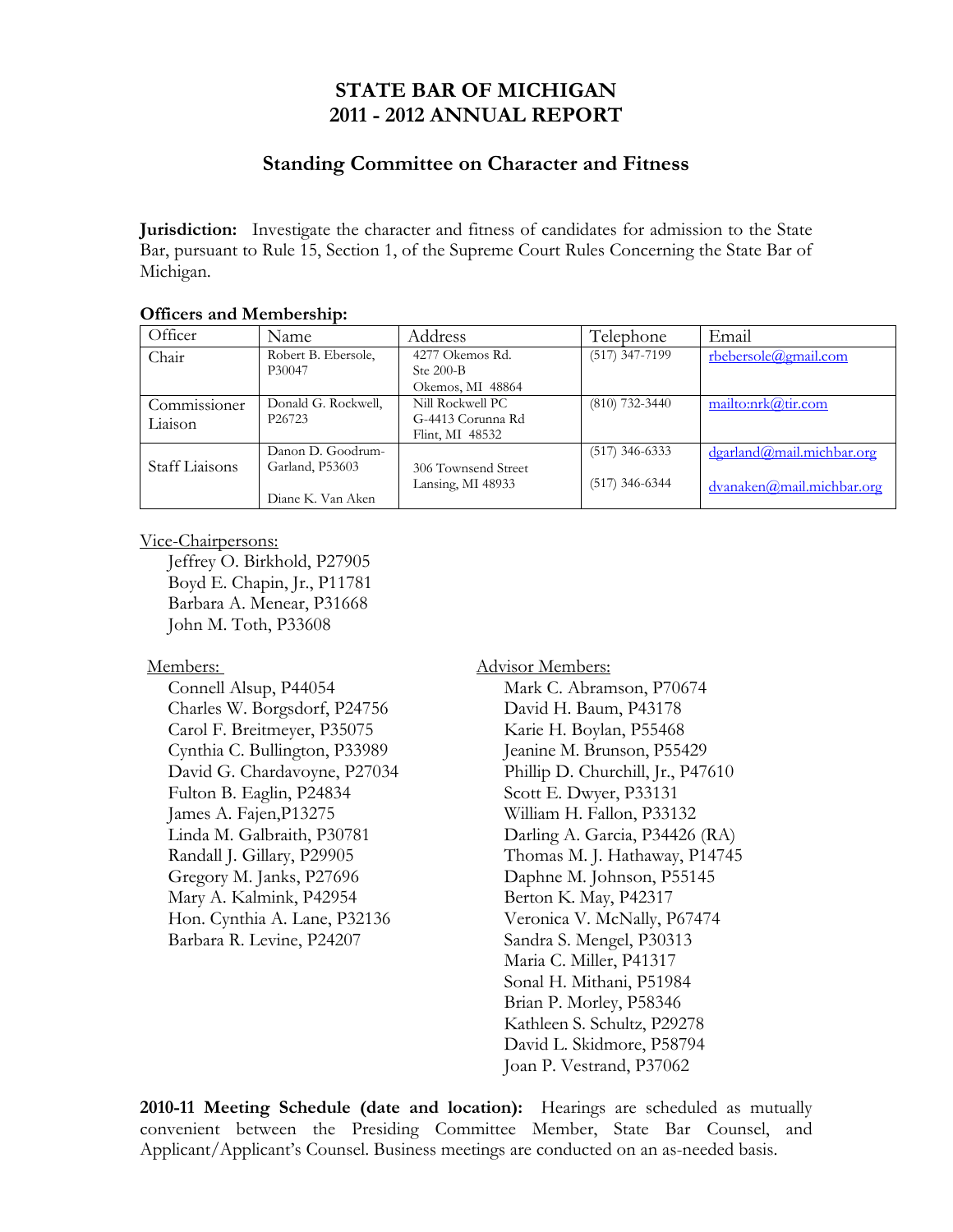# STATE BAR OF MICHIGAN
# 2011 - 2012 ANNUAL REPORT

## Standing Committee on Character and Fitness

**Jurisdiction:** Investigate the character and fitness of candidates for admission to the State Bar, pursuant to Rule 15, Section 1, of the Supreme Court Rules Concerning the State Bar of Michigan.

**Officers and Membership:**

| Officer | Name | Address | Telephone | Email |
|---|---|---|---|---|
| Chair | Robert B. Ebersole, P30047 | 4277 Okemos Rd. Ste 200-B Okemos, MI 48864 | (517) 347-7199 | rbebersole@gmail.com |
| Commissioner Liaison | Donald G. Rockwell, P26723 | Nill Rockwell PC G-4413 Corunna Rd Flint, MI 48532 | (810) 732-3440 | mailto:nrk@tir.com |
| Staff Liaisons | Danon D. Goodrum-Garland, P53603<br><br>Diane K. Van Aken | 306 Townsend Street Lansing, MI 48933 | (517) 346-6333<br><br>(517) 346-6344 | dgarland@mail.michbar.org<br><br>dvanaken@mail.michbar.org |

Vice-Chairpersons:
- Jeffrey O. Birkhold, P27905
- Boyd E. Chapin, Jr., P11781
- Barbara A. Menear, P31668
- John M. Toth, P33608

Members:
- Connell Alsup, P44054
- Charles W. Borgsdorf, P24756
- Carol F. Breitmeyer, P35075
- Cynthia C. Bullington, P33989
- David G. Chardavoyne, P27034
- Fulton B. Eaglin, P24834
- James A. Fajen,P13275
- Linda M. Galbraith, P30781
- Randall J. Gillary, P29905
- Gregory M. Janks, P27696
- Mary A. Kalmink, P42954
- Hon. Cynthia A. Lane, P32136
- Barbara R. Levine, P24207

Advisor Members:
- Mark C. Abramson, P70674
- David H. Baum, P43178
- Karie H. Boylan, P55468
- Jeanine M. Brunson, P55429
- Phillip D. Churchill, Jr., P47610
- Scott E. Dwyer, P33131
- William H. Fallon, P33132
- Darling A. Garcia, P34426 (RA)
- Thomas M. J. Hathaway, P14745
- Daphne M. Johnson, P55145
- Berton K. May, P42317
- Veronica V. McNally, P67474
- Sandra S. Mengel, P30313
- Maria C. Miller, P41317
- Sonal H. Mithani, P51984
- Brian P. Morley, P58346
- Kathleen S. Schultz, P29278
- David L. Skidmore, P58794
- Joan P. Vestrand, P37062

**2010-11 Meeting Schedule (date and location):** Hearings are scheduled as mutually convenient between the Presiding Committee Member, State Bar Counsel, and Applicant/Applicant's Counsel. Business meetings are conducted on an as-needed basis.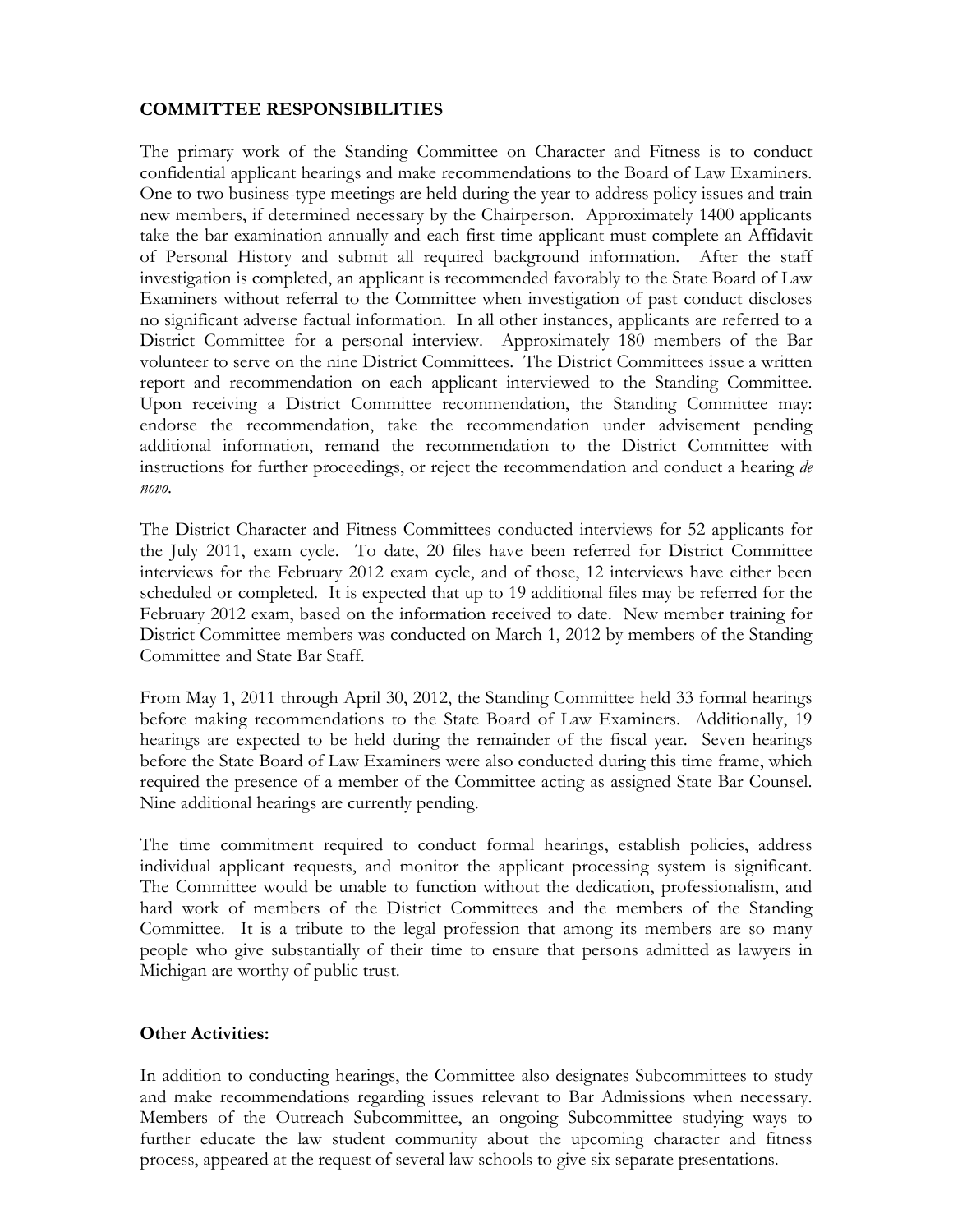## **COMMITTEE RESPONSIBILITIES**

The primary work of the Standing Committee on Character and Fitness is to conduct confidential applicant hearings and make recommendations to the Board of Law Examiners. One to two business-type meetings are held during the year to address policy issues and train new members, if determined necessary by the Chairperson. Approximately 1400 applicants take the bar examination annually and each first time applicant must complete an Affidavit of Personal History and submit all required background information. After the staff investigation is completed, an applicant is recommended favorably to the State Board of Law Examiners without referral to the Committee when investigation of past conduct discloses no significant adverse factual information. In all other instances, applicants are referred to a District Committee for a personal interview. Approximately 180 members of the Bar volunteer to serve on the nine District Committees. The District Committees issue a written report and recommendation on each applicant interviewed to the Standing Committee. Upon receiving a District Committee recommendation, the Standing Committee may: endorse the recommendation, take the recommendation under advisement pending additional information, remand the recommendation to the District Committee with instructions for further proceedings, or reject the recommendation and conduct a hearing *de novo*.

The District Character and Fitness Committees conducted interviews for 52 applicants for the July 2011, exam cycle. To date, 20 files have been referred for District Committee interviews for the February 2012 exam cycle, and of those, 12 interviews have either been scheduled or completed. It is expected that up to 19 additional files may be referred for the February 2012 exam, based on the information received to date. New member training for District Committee members was conducted on March 1, 2012 by members of the Standing Committee and State Bar Staff.

From May 1, 2011 through April 30, 2012, the Standing Committee held 33 formal hearings before making recommendations to the State Board of Law Examiners. Additionally, 19 hearings are expected to be held during the remainder of the fiscal year. Seven hearings before the State Board of Law Examiners were also conducted during this time frame, which required the presence of a member of the Committee acting as assigned State Bar Counsel. Nine additional hearings are currently pending.

The time commitment required to conduct formal hearings, establish policies, address individual applicant requests, and monitor the applicant processing system is significant. The Committee would be unable to function without the dedication, professionalism, and hard work of members of the District Committees and the members of the Standing Committee. It is a tribute to the legal profession that among its members are so many people who give substantially of their time to ensure that persons admitted as lawyers in Michigan are worthy of public trust.

## **Other Activities:**

In addition to conducting hearings, the Committee also designates Subcommittees to study and make recommendations regarding issues relevant to Bar Admissions when necessary. Members of the Outreach Subcommittee, an ongoing Subcommittee studying ways to further educate the law student community about the upcoming character and fitness process, appeared at the request of several law schools to give six separate presentations.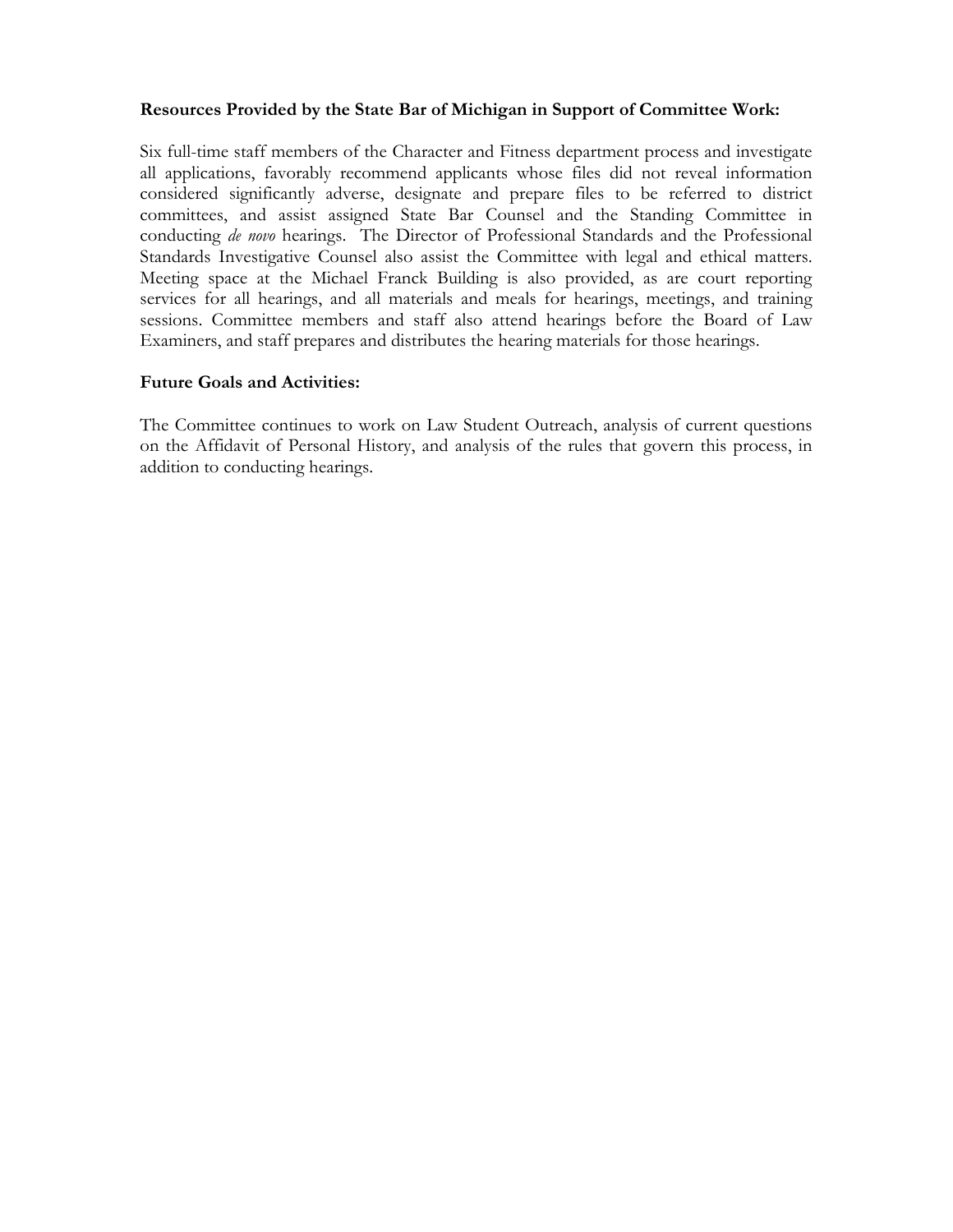**Resources Provided by the State Bar of Michigan in Support of Committee Work:**

Six full-time staff members of the Character and Fitness department process and investigate all applications, favorably recommend applicants whose files did not reveal information considered significantly adverse, designate and prepare files to be referred to district committees, and assist assigned State Bar Counsel and the Standing Committee in conducting *de novo* hearings. The Director of Professional Standards and the Professional Standards Investigative Counsel also assist the Committee with legal and ethical matters. Meeting space at the Michael Franck Building is also provided, as are court reporting services for all hearings, and all materials and meals for hearings, meetings, and training sessions. Committee members and staff also attend hearings before the Board of Law Examiners, and staff prepares and distributes the hearing materials for those hearings.

**Future Goals and Activities:**

The Committee continues to work on Law Student Outreach, analysis of current questions on the Affidavit of Personal History, and analysis of the rules that govern this process, in addition to conducting hearings.